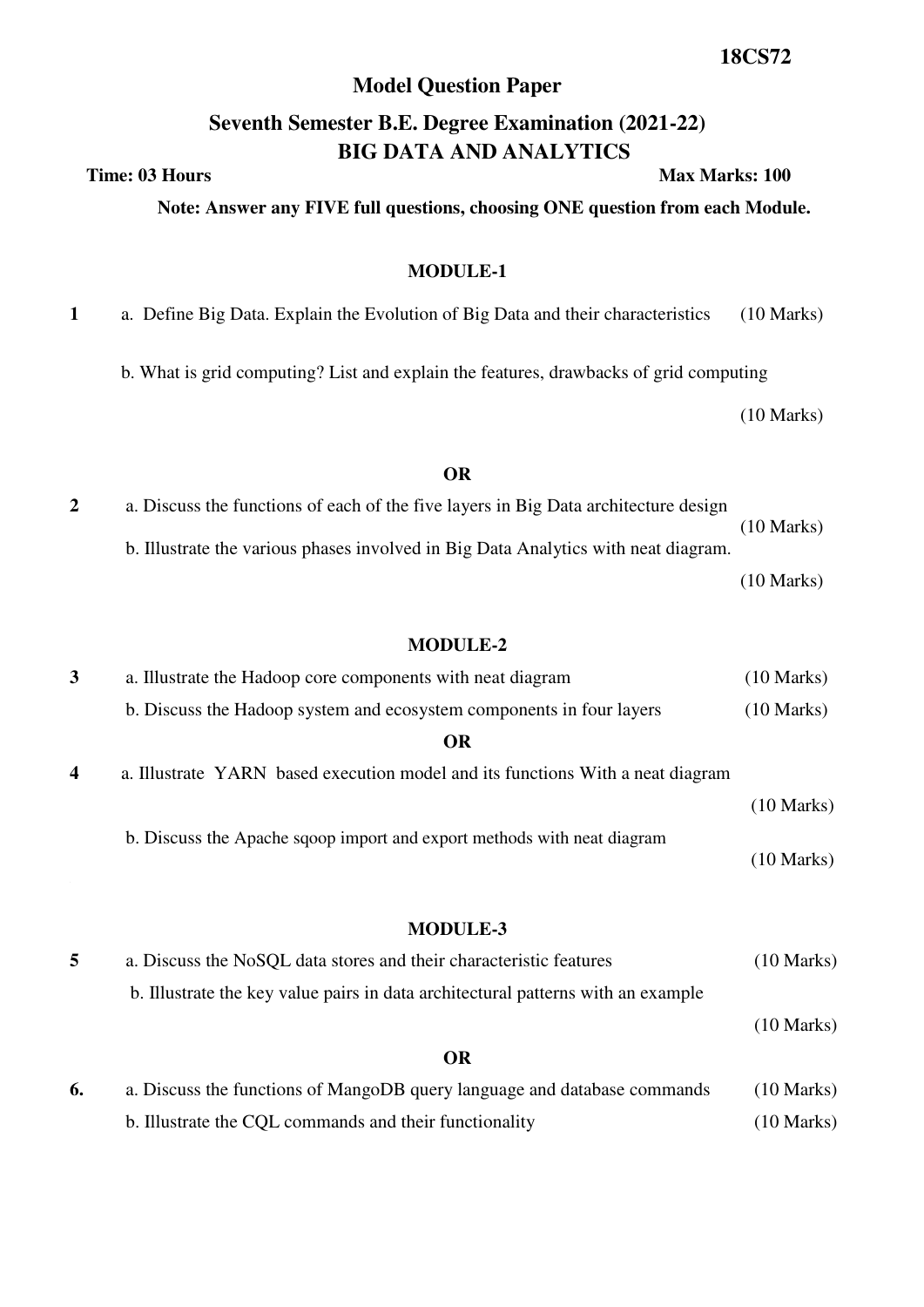**18CS72**

# Model Question Paper

## Seventh Semester B.E. Degree Examination (2021-22)

## BIG DATA AND ANALYTICS

**Time: 03 Hours** **Max Marks: 100**

**Note: Answer any FIVE full questions, choosing ONE question from each Module.**

### MODULE-1

**1** a. Define Big Data. Explain the Evolution of Big Data and their characteristics (10 Marks)

b. What is grid computing? List and explain the features, drawbacks of grid computing (10 Marks)

**OR**

**2** a. Discuss the functions of each of the five layers in Big Data architecture design (10 Marks)

b. Illustrate the various phases involved in Big Data Analytics with neat diagram. (10 Marks)

### MODULE-2

**3** a. Illustrate the Hadoop core components with neat diagram (10 Marks)

b. Discuss the Hadoop system and ecosystem components in four layers (10 Marks)

**OR**

**4** a. Illustrate YARN based execution model and its functions With a neat diagram (10 Marks)

b. Discuss the Apache sqoop import and export methods with neat diagram (10 Marks)

### MODULE-3

**5** a. Discuss the NoSQL data stores and their characteristic features (10 Marks)

b. Illustrate the key value pairs in data architectural patterns with an example (10 Marks)

**OR**

**6.** a. Discuss the functions of MangoDB query language and database commands (10 Marks)

b. Illustrate the CQL commands and their functionality (10 Marks)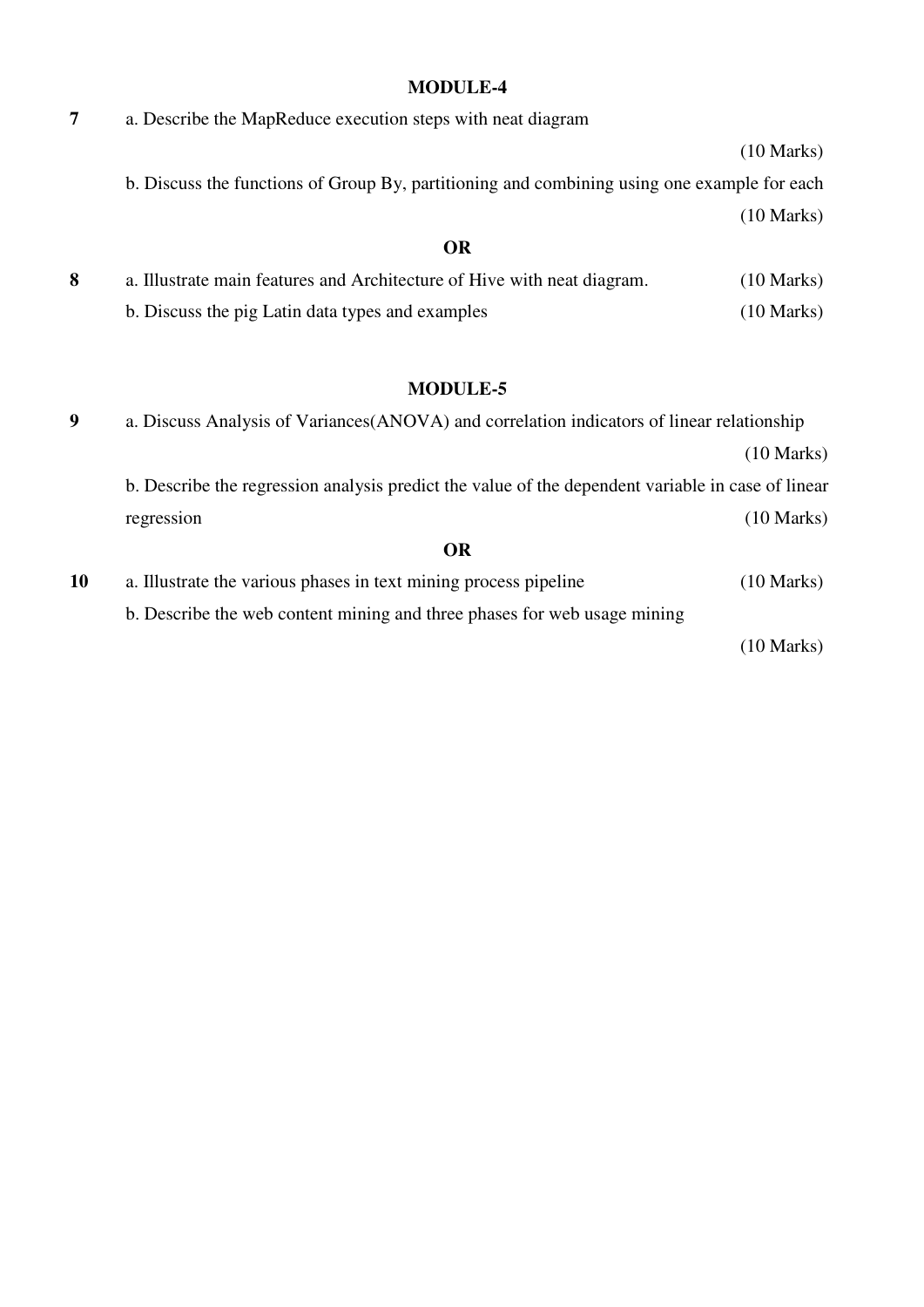## MODULE-4

**7** a. Describe the MapReduce execution steps with neat diagram (10 Marks)

b. Discuss the functions of Group By, partitioning and combining using one example for each (10 Marks)

**OR**

**8** a. Illustrate main features and Architecture of Hive with neat diagram. (10 Marks)

b. Discuss the pig Latin data types and examples (10 Marks)

## MODULE-5

**9** a. Discuss Analysis of Variances(ANOVA) and correlation indicators of linear relationship (10 Marks)

b. Describe the regression analysis predict the value of the dependent variable in case of linear regression (10 Marks)

**OR**

**10** a. Illustrate the various phases in text mining process pipeline (10 Marks)

b. Describe the web content mining and three phases for web usage mining (10 Marks)